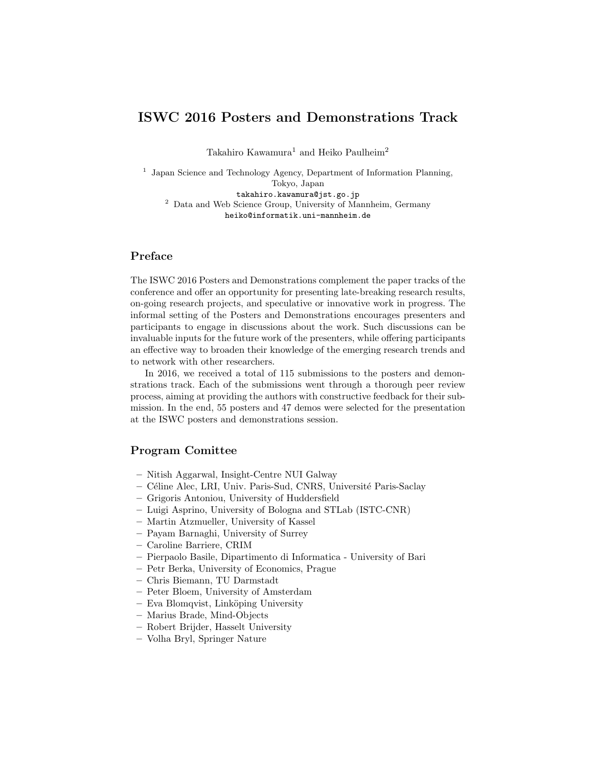# ISWC 2016 Posters and Demonstrations Track

Takahiro Kawamura[1] and Heiko Paulheim[2]

[1] Japan Science and Technology Agency, Department of Information Planning, Tokyo, Japan
takahiro.kawamura@jst.go.jp
[2] Data and Web Science Group, University of Mannheim, Germany
heiko@informatik.uni-mannheim.de

## Preface

The ISWC 2016 Posters and Demonstrations complement the paper tracks of the conference and offer an opportunity for presenting late-breaking research results, on-going research projects, and speculative or innovative work in progress. The informal setting of the Posters and Demonstrations encourages presenters and participants to engage in discussions about the work. Such discussions can be invaluable inputs for the future work of the presenters, while offering participants an effective way to broaden their knowledge of the emerging research trends and to network with other researchers.

In 2016, we received a total of 115 submissions to the posters and demonstrations track. Each of the submissions went through a thorough peer review process, aiming at providing the authors with constructive feedback for their submission. In the end, 55 posters and 47 demos were selected for the presentation at the ISWC posters and demonstrations session.

## Program Comittee

- Nitish Aggarwal, Insight-Centre NUI Galway
- Céline Alec, LRI, Univ. Paris-Sud, CNRS, Université Paris-Saclay
- Grigoris Antoniou, University of Huddersfield
- Luigi Asprino, University of Bologna and STLab (ISTC-CNR)
- Martin Atzmueller, University of Kassel
- Payam Barnaghi, University of Surrey
- Caroline Barriere, CRIM
- Pierpaolo Basile, Dipartimento di Informatica - University of Bari
- Petr Berka, University of Economics, Prague
- Chris Biemann, TU Darmstadt
- Peter Bloem, University of Amsterdam
- Eva Blomqvist, Linköping University
- Marius Brade, Mind-Objects
- Robert Brijder, Hasselt University
- Volha Bryl, Springer Nature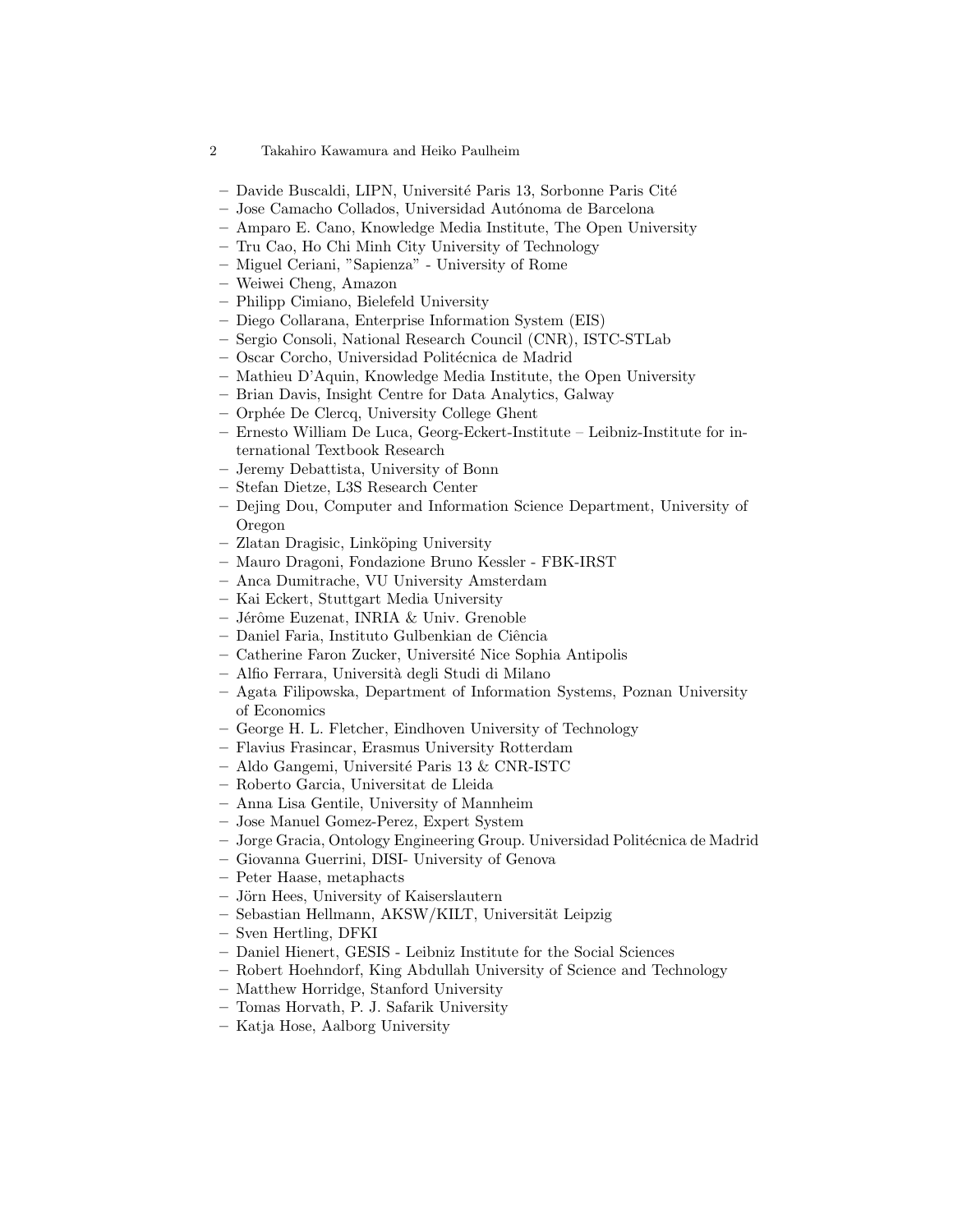- Davide Buscaldi, LIPN, Université Paris 13, Sorbonne Paris Cité
- Jose Camacho Collados, Universidad Autónoma de Barcelona
- Amparo E. Cano, Knowledge Media Institute, The Open University
- Tru Cao, Ho Chi Minh City University of Technology
- Miguel Ceriani, "Sapienza" - University of Rome
- Weiwei Cheng, Amazon
- Philipp Cimiano, Bielefeld University
- Diego Collarana, Enterprise Information System (EIS)
- Sergio Consoli, National Research Council (CNR), ISTC-STLab
- Oscar Corcho, Universidad Politécnica de Madrid
- Mathieu D'Aquin, Knowledge Media Institute, the Open University
- Brian Davis, Insight Centre for Data Analytics, Galway
- Orphée De Clercq, University College Ghent
- Ernesto William De Luca, Georg-Eckert-Institute – Leibniz-Institute for international Textbook Research
- Jeremy Debattista, University of Bonn
- Stefan Dietze, L3S Research Center
- Dejing Dou, Computer and Information Science Department, University of Oregon
- Zlatan Dragisic, Linköping University
- Mauro Dragoni, Fondazione Bruno Kessler - FBK-IRST
- Anca Dumitrache, VU University Amsterdam
- Kai Eckert, Stuttgart Media University
- Jérôme Euzenat, INRIA & Univ. Grenoble
- Daniel Faria, Instituto Gulbenkian de Ciência
- Catherine Faron Zucker, Université Nice Sophia Antipolis
- Alfio Ferrara, Università degli Studi di Milano
- Agata Filipowska, Department of Information Systems, Poznan University of Economics
- George H. L. Fletcher, Eindhoven University of Technology
- Flavius Frasincar, Erasmus University Rotterdam
- Aldo Gangemi, Université Paris 13 & CNR-ISTC
- Roberto Garcia, Universitat de Lleida
- Anna Lisa Gentile, University of Mannheim
- Jose Manuel Gomez-Perez, Expert System
- Jorge Gracia, Ontology Engineering Group. Universidad Politécnica de Madrid
- Giovanna Guerrini, DISI- University of Genova
- Peter Haase, metaphacts
- Jörn Hees, University of Kaiserslautern
- Sebastian Hellmann, AKSW/KILT, Universität Leipzig
- Sven Hertling, DFKI
- Daniel Hienert, GESIS - Leibniz Institute for the Social Sciences
- Robert Hoehndorf, King Abdullah University of Science and Technology
- Matthew Horridge, Stanford University
- Tomas Horvath, P. J. Safarik University
- Katja Hose, Aalborg University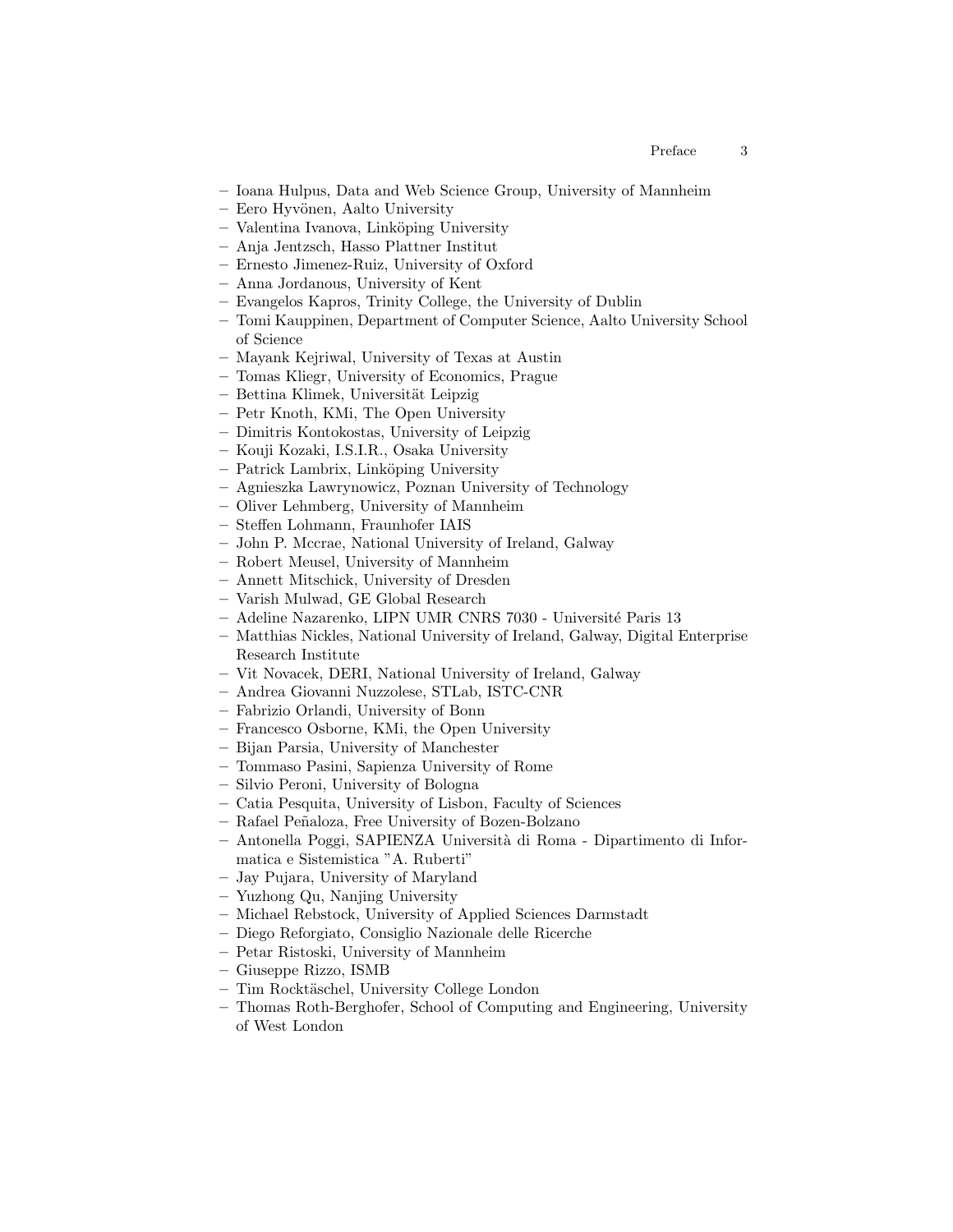- Ioana Hulpus, Data and Web Science Group, University of Mannheim
- Eero Hyvönen, Aalto University
- Valentina Ivanova, Linköping University
- Anja Jentzsch, Hasso Plattner Institut
- Ernesto Jimenez-Ruiz, University of Oxford
- Anna Jordanous, University of Kent
- Evangelos Kapros, Trinity College, the University of Dublin
- Tomi Kauppinen, Department of Computer Science, Aalto University School of Science
- Mayank Kejriwal, University of Texas at Austin
- Tomas Kliegr, University of Economics, Prague
- Bettina Klimek, Universität Leipzig
- Petr Knoth, KMi, The Open University
- Dimitris Kontokostas, University of Leipzig
- Kouji Kozaki, I.S.I.R., Osaka University
- Patrick Lambrix, Linköping University
- Agnieszka Lawrynowicz, Poznan University of Technology
- Oliver Lehmberg, University of Mannheim
- Steffen Lohmann, Fraunhofer IAIS
- John P. Mccrae, National University of Ireland, Galway
- Robert Meusel, University of Mannheim
- Annett Mitschick, University of Dresden
- Varish Mulwad, GE Global Research
- Adeline Nazarenko, LIPN UMR CNRS 7030 - Université Paris 13
- Matthias Nickles, National University of Ireland, Galway, Digital Enterprise Research Institute
- Vit Novacek, DERI, National University of Ireland, Galway
- Andrea Giovanni Nuzzolese, STLab, ISTC-CNR
- Fabrizio Orlandi, University of Bonn
- Francesco Osborne, KMi, the Open University
- Bijan Parsia, University of Manchester
- Tommaso Pasini, Sapienza University of Rome
- Silvio Peroni, University of Bologna
- Catia Pesquita, University of Lisbon, Faculty of Sciences
- Rafael Peñaloza, Free University of Bozen-Bolzano
- Antonella Poggi, SAPIENZA Università di Roma - Dipartimento di Informatica e Sistemistica "A. Ruberti"
- Jay Pujara, University of Maryland
- Yuzhong Qu, Nanjing University
- Michael Rebstock, University of Applied Sciences Darmstadt
- Diego Reforgiato, Consiglio Nazionale delle Ricerche
- Petar Ristoski, University of Mannheim
- Giuseppe Rizzo, ISMB
- Tim Rocktäschel, University College London
- Thomas Roth-Berghofer, School of Computing and Engineering, University of West London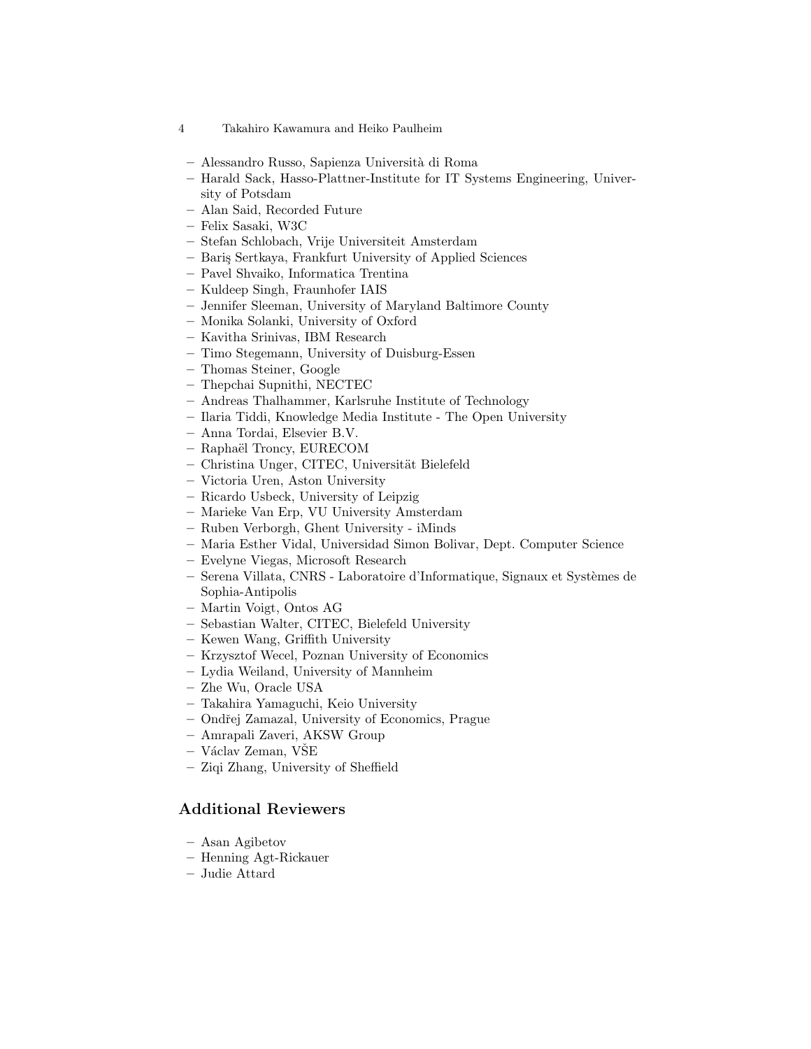- Alessandro Russo, Sapienza Università di Roma
- Harald Sack, Hasso-Plattner-Institute for IT Systems Engineering, University of Potsdam
- Alan Said, Recorded Future
- Felix Sasaki, W3C
- Stefan Schlobach, Vrije Universiteit Amsterdam
- Bariş Sertkaya, Frankfurt University of Applied Sciences
- Pavel Shvaiko, Informatica Trentina
- Kuldeep Singh, Fraunhofer IAIS
- Jennifer Sleeman, University of Maryland Baltimore County
- Monika Solanki, University of Oxford
- Kavitha Srinivas, IBM Research
- Timo Stegemann, University of Duisburg-Essen
- Thomas Steiner, Google
- Thepchai Supnithi, NECTEC
- Andreas Thalhammer, Karlsruhe Institute of Technology
- Ilaria Tiddi, Knowledge Media Institute - The Open University
- Anna Tordai, Elsevier B.V.
- Raphaël Troncy, EURECOM
- Christina Unger, CITEC, Universität Bielefeld
- Victoria Uren, Aston University
- Ricardo Usbeck, University of Leipzig
- Marieke Van Erp, VU University Amsterdam
- Ruben Verborgh, Ghent University - iMinds
- Maria Esther Vidal, Universidad Simon Bolivar, Dept. Computer Science
- Evelyne Viegas, Microsoft Research
- Serena Villata, CNRS - Laboratoire d'Informatique, Signaux et Systèmes de Sophia-Antipolis
- Martin Voigt, Ontos AG
- Sebastian Walter, CITEC, Bielefeld University
- Kewen Wang, Griffith University
- Krzysztof Wecel, Poznan University of Economics
- Lydia Weiland, University of Mannheim
- Zhe Wu, Oracle USA
- Takahira Yamaguchi, Keio University
- Ondřej Zamazal, University of Economics, Prague
- Amrapali Zaveri, AKSW Group
- Václav Zeman, VŠE
- Ziqi Zhang, University of Sheffield

## Additional Reviewers

- Asan Agibetov
- Henning Agt-Rickauer
- Judie Attard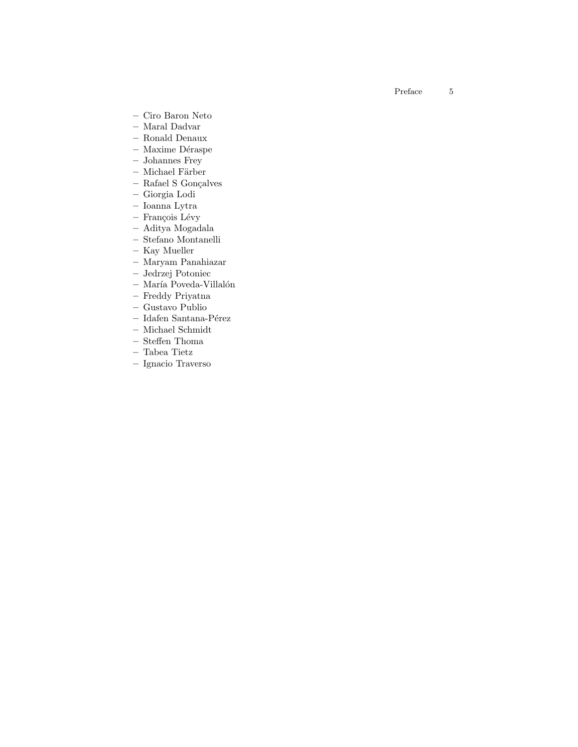- Ciro Baron Neto
- Maral Dadvar
- Ronald Denaux
- Maxime Déraspe
- Johannes Frey
- Michael Färber
- Rafael S Gonçalves
- Giorgia Lodi
- Ioanna Lytra
- François Lévy
- Aditya Mogadala
- Stefano Montanelli
- Kay Mueller
- Maryam Panahiazar
- Jedrzej Potoniec
- María Poveda-Villalón
- Freddy Priyatna
- Gustavo Publio
- Idafen Santana-Pérez
- Michael Schmidt
- Steffen Thoma
- Tabea Tietz
- Ignacio Traverso